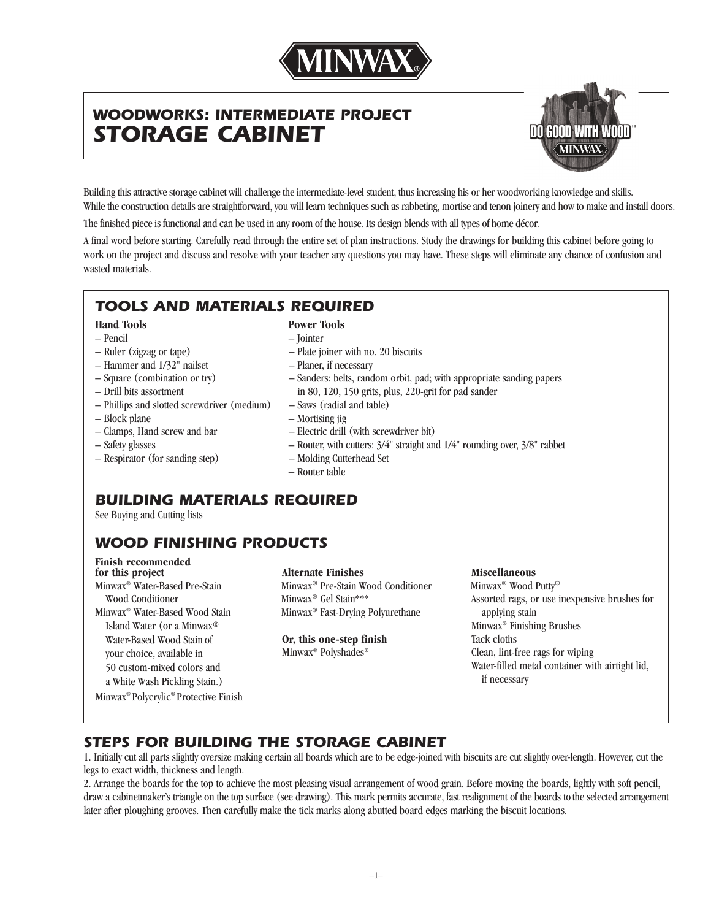MINWAX®

# WOODWORKS: INTERMEDIATE PROJECT
# STORAGE CABINET

DO GOOD WITH WOOD™ MINWAX

Building this attractive storage cabinet will challenge the intermediate-level student, thus increasing his or her woodworking knowledge and skills. While the construction details are straightforward, you will learn techniques such as rabbeting, mortise and tenon joinery and how to make and install doors.

The finished piece is functional and can be used in any room of the house. Its design blends with all types of home décor.

A final word before starting. Carefully read through the entire set of plan instructions. Study the drawings for building this cabinet before going to work on the project and discuss and resolve with your teacher any questions you may have. These steps will eliminate any chance of confusion and wasted materials.

## TOOLS AND MATERIALS REQUIRED

**Hand Tools**

- Pencil
- Ruler (zigzag or tape)
- Hammer and 1/32" nailset
- Square (combination or try)
- Drill bits assortment
- Phillips and slotted screwdriver (medium)
- Block plane
- Clamps, Hand screw and bar
- Safety glasses
- Respirator (for sanding step)

**Power Tools**

- Jointer
- Plate joiner with no. 20 biscuits
- Planer, if necessary
- Sanders: belts, random orbit, pad; with appropriate sanding papers in 80, 120, 150 grits, plus, 220-grit for pad sander
- Saws (radial and table)
- Mortising jig
- Electric drill (with screwdriver bit)
- Router, with cutters: 3/4" straight and 1/4" rounding over, 3/8" rabbet
- Molding Cutterhead Set
- Router table

## BUILDING MATERIALS REQUIRED

See Buying and Cutting lists

## WOOD FINISHING PRODUCTS

**Finish recommended for this project**

Minwax® Water-Based Pre-Stain Wood Conditioner
Minwax® Water-Based Wood Stain Island Water (or a Minwax® Water-Based Wood Stain of your choice, available in 50 custom-mixed colors and a White Wash Pickling Stain.)
Minwax® Polycrylic® Protective Finish

**Alternate Finishes**

Minwax® Pre-Stain Wood Conditioner
Minwax® Gel Stain***
Minwax® Fast-Drying Polyurethane

**Or, this one-step finish**

Minwax® Polyshades®

**Miscellaneous**

Minwax® Wood Putty®
Assorted rags, or use inexpensive brushes for applying stain
Minwax® Finishing Brushes
Tack cloths
Clean, lint-free rags for wiping
Water-filled metal container with airtight lid, if necessary

## STEPS FOR BUILDING THE STORAGE CABINET

1. Initially cut all parts slightly oversize making certain all boards which are to be edge-joined with biscuits are cut slightly over-length. However, cut the legs to exact width, thickness and length.

2. Arrange the boards for the top to achieve the most pleasing visual arrangement of wood grain. Before moving the boards, lightly with soft pencil, draw a cabinetmaker's triangle on the top surface (see drawing). This mark permits accurate, fast realignment of the boards to the selected arrangement later after ploughing grooves. Then carefully make the tick marks along abutted board edges marking the biscuit locations.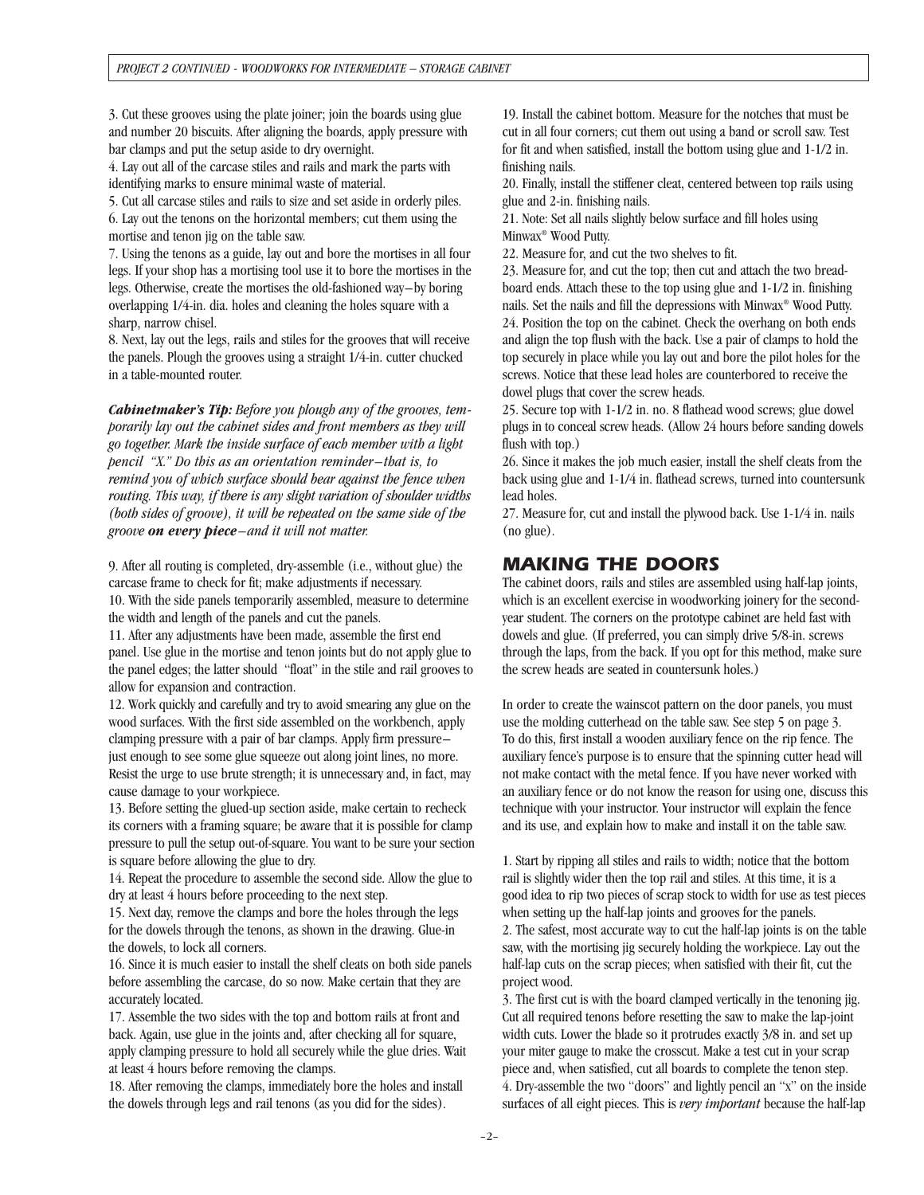3. Cut these grooves using the plate joiner; join the boards using glue and number 20 biscuits. After aligning the boards, apply pressure with bar clamps and put the setup aside to dry overnight.

4. Lay out all of the carcase stiles and rails and mark the parts with identifying marks to ensure minimal waste of material.

5. Cut all carcase stiles and rails to size and set aside in orderly piles.

6. Lay out the tenons on the horizontal members; cut them using the mortise and tenon jig on the table saw.

7. Using the tenons as a guide, lay out and bore the mortises in all four legs. If your shop has a mortising tool use it to bore the mortises in the legs. Otherwise, create the mortises the old-fashioned way–by boring overlapping 1/4-in. dia. holes and cleaning the holes square with a sharp, narrow chisel.

8. Next, lay out the legs, rails and stiles for the grooves that will receive the panels. Plough the grooves using a straight 1/4-in. cutter chucked in a table-mounted router.

***Cabinetmaker's Tip:*** *Before you plough any of the grooves, temporarily lay out the cabinet sides and front members as they will go together. Mark the inside surface of each member with a light pencil "X." Do this as an orientation reminder–that is, to remind you of which surface should bear against the fence when routing. This way, if there is any slight variation of shoulder widths (both sides of groove), it will be repeated on the same side of the groove* ***on every piece****–and it will not matter.*

9. After all routing is completed, dry-assemble (i.e., without glue) the carcase frame to check for fit; make adjustments if necessary.

10. With the side panels temporarily assembled, measure to determine the width and length of the panels and cut the panels.

11. After any adjustments have been made, assemble the first end panel. Use glue in the mortise and tenon joints but do not apply glue to the panel edges; the latter should "float" in the stile and rail grooves to allow for expansion and contraction.

12. Work quickly and carefully and try to avoid smearing any glue on the wood surfaces. With the first side assembled on the workbench, apply clamping pressure with a pair of bar clamps. Apply firm pressure–just enough to see some glue squeeze out along joint lines, no more. Resist the urge to use brute strength; it is unnecessary and, in fact, may cause damage to your workpiece.

13. Before setting the glued-up section aside, make certain to recheck its corners with a framing square; be aware that it is possible for clamp pressure to pull the setup out-of-square. You want to be sure your section is square before allowing the glue to dry.

14. Repeat the procedure to assemble the second side. Allow the glue to dry at least 4 hours before proceeding to the next step.

15. Next day, remove the clamps and bore the holes through the legs for the dowels through the tenons, as shown in the drawing. Glue-in the dowels, to lock all corners.

16. Since it is much easier to install the shelf cleats on both side panels before assembling the carcase, do so now. Make certain that they are accurately located.

17. Assemble the two sides with the top and bottom rails at front and back. Again, use glue in the joints and, after checking all for square, apply clamping pressure to hold all securely while the glue dries. Wait at least 4 hours before removing the clamps.

18. After removing the clamps, immediately bore the holes and install the dowels through legs and rail tenons (as you did for the sides).

19. Install the cabinet bottom. Measure for the notches that must be cut in all four corners; cut them out using a band or scroll saw. Test for fit and when satisfied, install the bottom using glue and 1-1/2 in. finishing nails.

20. Finally, install the stiffener cleat, centered between top rails using glue and 2-in. finishing nails.

21. Note: Set all nails slightly below surface and fill holes using Minwax® Wood Putty.

22. Measure for, and cut the two shelves to fit.

23. Measure for, and cut the top; then cut and attach the two breadboard ends. Attach these to the top using glue and 1-1/2 in. finishing nails. Set the nails and fill the depressions with Minwax® Wood Putty.

24. Position the top on the cabinet. Check the overhang on both ends and align the top flush with the back. Use a pair of clamps to hold the top securely in place while you lay out and bore the pilot holes for the screws. Notice that these lead holes are counterbored to receive the dowel plugs that cover the screw heads.

25. Secure top with 1-1/2 in. no. 8 flathead wood screws; glue dowel plugs in to conceal screw heads. (Allow 24 hours before sanding dowels flush with top.)

26. Since it makes the job much easier, install the shelf cleats from the back using glue and 1-1/4 in. flathead screws, turned into countersunk lead holes.

27. Measure for, cut and install the plywood back. Use 1-1/4 in. nails (no glue).

## MAKING THE DOORS

The cabinet doors, rails and stiles are assembled using half-lap joints, which is an excellent exercise in woodworking joinery for the second-year student. The corners on the prototype cabinet are held fast with dowels and glue. (If preferred, you can simply drive 5/8-in. screws through the laps, from the back. If you opt for this method, make sure the screw heads are seated in countersunk holes.)

In order to create the wainscot pattern on the door panels, you must use the molding cutterhead on the table saw. See step 5 on page 3. To do this, first install a wooden auxiliary fence on the rip fence. The auxiliary fence's purpose is to ensure that the spinning cutter head will not make contact with the metal fence. If you have never worked with an auxiliary fence or do not know the reason for using one, discuss this technique with your instructor. Your instructor will explain the fence and its use, and explain how to make and install it on the table saw.

1. Start by ripping all stiles and rails to width; notice that the bottom rail is slightly wider then the top rail and stiles. At this time, it is a good idea to rip two pieces of scrap stock to width for use as test pieces when setting up the half-lap joints and grooves for the panels.

2. The safest, most accurate way to cut the half-lap joints is on the table saw, with the mortising jig securely holding the workpiece. Lay out the half-lap cuts on the scrap pieces; when satisfied with their fit, cut the project wood.

3. The first cut is with the board clamped vertically in the tenoning jig. Cut all required tenons before resetting the saw to make the lap-joint width cuts. Lower the blade so it protrudes exactly 3/8 in. and set up your miter gauge to make the crosscut. Make a test cut in your scrap piece and, when satisfied, cut all boards to complete the tenon step.

4. Dry-assemble the two "doors" and lightly pencil an "x" on the inside surfaces of all eight pieces. This is *very important* because the half-lap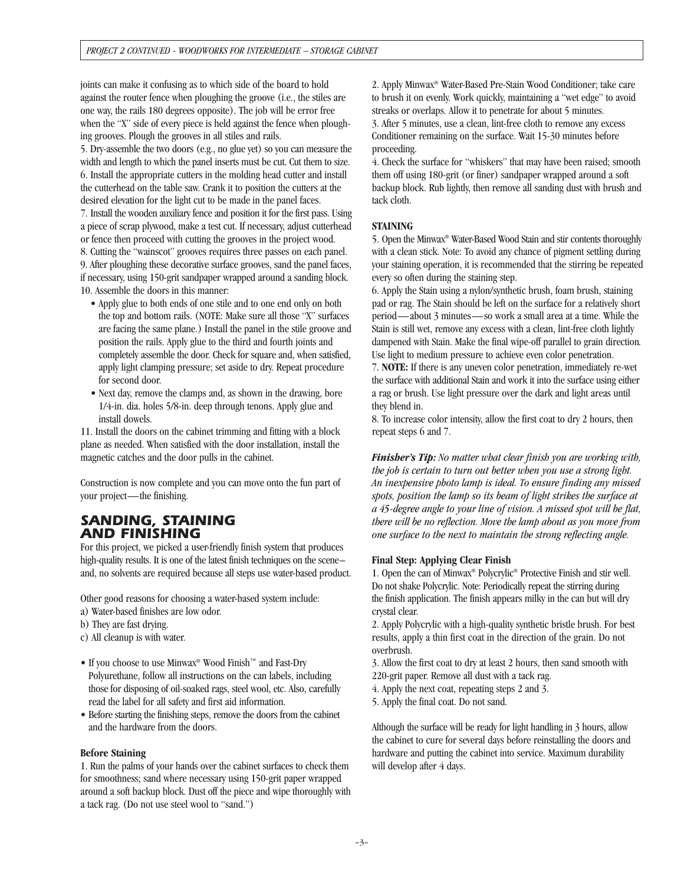joints can make it confusing as to which side of the board to hold against the router fence when ploughing the groove (i.e., the stiles are one way, the rails 180 degrees opposite). The job will be error free when the "X" side of every piece is held against the fence when ploughing grooves. Plough the grooves in all stiles and rails.

5. Dry-assemble the two doors (e.g., no glue yet) so you can measure the width and length to which the panel inserts must be cut. Cut them to size.
6. Install the appropriate cutters in the molding head cutter and install the cutterhead on the table saw. Crank it to position the cutters at the desired elevation for the light cut to be made in the panel faces.
7. Install the wooden auxiliary fence and position it for the first pass. Using a piece of scrap plywood, make a test cut. If necessary, adjust cutterhead or fence then proceed with cutting the grooves in the project wood.
8. Cutting the "wainscot" grooves requires three passes on each panel.
9. After ploughing these decorative surface grooves, sand the panel faces, if necessary, using 150-grit sandpaper wrapped around a sanding block.
10. Assemble the doors in this manner:
   - Apply glue to both ends of one stile and to one end only on both the top and bottom rails. (NOTE: Make sure all those "X" surfaces are facing the same plane.) Install the panel in the stile groove and position the rails. Apply glue to the third and fourth joints and completely assemble the door. Check for square and, when satisfied, apply light clamping pressure; set aside to dry. Repeat procedure for second door.
   - Next day, remove the clamps and, as shown in the drawing, bore 1/4-in. dia. holes 5/8-in. deep through tenons. Apply glue and install dowels.

11. Install the doors on the cabinet trimming and fitting with a block plane as needed. When satisfied with the door installation, install the magnetic catches and the door pulls in the cabinet.

Construction is now complete and you can move onto the fun part of your project—the finishing.

## SANDING, STAINING AND FINISHING

For this project, we picked a user-friendly finish system that produces high-quality results. It is one of the latest finish techniques on the scene–and, no solvents are required because all steps use water-based product.

Other good reasons for choosing a water-based system include:
a) Water-based finishes are low odor.
b) They are fast drying.
c) All cleanup is with water.

- If you choose to use Minwax® Wood Finish™ and Fast-Dry Polyurethane, follow all instructions on the can labels, including those for disposing of oil-soaked rags, steel wool, etc. Also, carefully read the label for all safety and first aid information.
- Before starting the finishing steps, remove the doors from the cabinet and the hardware from the doors.

### Before Staining

1. Run the palms of your hands over the cabinet surfaces to check them for smoothness; sand where necessary using 150-grit paper wrapped around a soft backup block. Dust off the piece and wipe thoroughly with a tack rag. (Do not use steel wool to "sand.")
2. Apply Minwax® Water-Based Pre-Stain Wood Conditioner; take care to brush it on evenly. Work quickly, maintaining a "wet edge" to avoid streaks or overlaps. Allow it to penetrate for about 5 minutes.
3. After 5 minutes, use a clean, lint-free cloth to remove any excess Conditioner remaining on the surface. Wait 15-30 minutes before proceeding.
4. Check the surface for "whiskers" that may have been raised; smooth them off using 180-grit (or finer) sandpaper wrapped around a soft backup block. Rub lightly, then remove all sanding dust with brush and tack cloth.

### STAINING

5. Open the Minwax® Water-Based Wood Stain and stir contents thoroughly with a clean stick. Note: To avoid any chance of pigment settling during your staining operation, it is recommended that the stirring be repeated every so often during the staining step.
6. Apply the Stain using a nylon/synthetic brush, foam brush, staining pad or rag. The Stain should be left on the surface for a relatively short period—about 3 minutes—so work a small area at a time. While the Stain is still wet, remove any excess with a clean, lint-free cloth lightly dampened with Stain. Make the final wipe-off parallel to grain direction. Use light to medium pressure to achieve even color penetration.
7. **NOTE:** If there is any uneven color penetration, immediately re-wet the surface with additional Stain and work it into the surface using either a rag or brush. Use light pressure over the dark and light areas until they blend in.
8. To increase color intensity, allow the first coat to dry 2 hours, then repeat steps 6 and 7.

***Finisher's Tip:*** *No matter what clear finish you are working with, the job is certain to turn out better when you use a strong light. An inexpensive photo lamp is ideal. To ensure finding any missed spots, position the lamp so its beam of light strikes the surface at a 45-degree angle to your line of vision. A missed spot will be flat, there will be no reflection. Move the lamp about as you move from one surface to the next to maintain the strong reflecting angle.*

### Final Step: Applying Clear Finish

1. Open the can of Minwax® Polycrylic® Protective Finish and stir well. Do not shake Polycrylic. Note: Periodically repeat the stirring during the finish application. The finish appears milky in the can but will dry crystal clear.
2. Apply Polycrylic with a high-quality synthetic bristle brush. For best results, apply a thin first coat in the direction of the grain. Do not overbrush.
3. Allow the first coat to dry at least 2 hours, then sand smooth with 220-grit paper. Remove all dust with a tack rag.
4. Apply the next coat, repeating steps 2 and 3.
5. Apply the final coat. Do not sand.

Although the surface will be ready for light handling in 3 hours, allow the cabinet to cure for several days before reinstalling the doors and hardware and putting the cabinet into service. Maximum durability will develop after 4 days.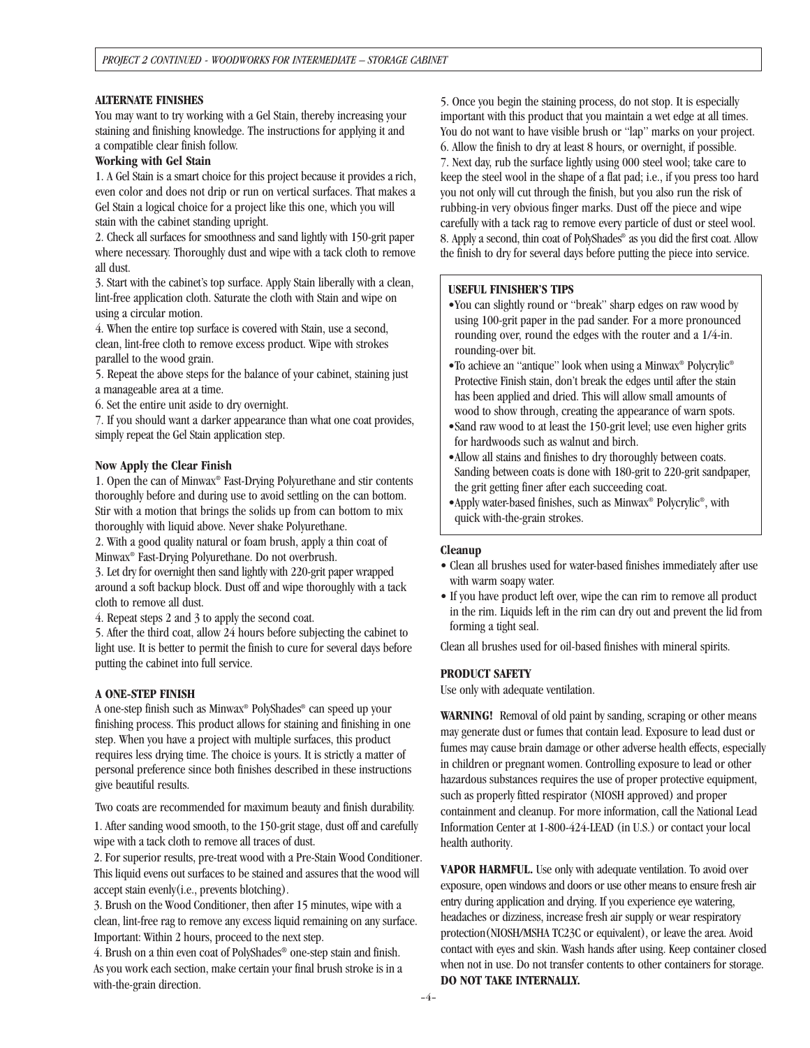## ALTERNATE FINISHES

You may want to try working with a Gel Stain, thereby increasing your staining and finishing knowledge. The instructions for applying it and a compatible clear finish follow.

**Working with Gel Stain**

1. A Gel Stain is a smart choice for this project because it provides a rich, even color and does not drip or run on vertical surfaces. That makes a Gel Stain a logical choice for a project like this one, which you will stain with the cabinet standing upright.
2. Check all surfaces for smoothness and sand lightly with 150-grit paper where necessary. Thoroughly dust and wipe with a tack cloth to remove all dust.
3. Start with the cabinet's top surface. Apply Stain liberally with a clean, lint-free application cloth. Saturate the cloth with Stain and wipe on using a circular motion.
4. When the entire top surface is covered with Stain, use a second, clean, lint-free cloth to remove excess product. Wipe with strokes parallel to the wood grain.
5. Repeat the above steps for the balance of your cabinet, staining just a manageable area at a time.
6. Set the entire unit aside to dry overnight.
7. If you should want a darker appearance than what one coat provides, simply repeat the Gel Stain application step.

**Now Apply the Clear Finish**

1. Open the can of Minwax® Fast-Drying Polyurethane and stir contents thoroughly before and during use to avoid settling on the can bottom. Stir with a motion that brings the solids up from can bottom to mix thoroughly with liquid above. Never shake Polyurethane.
2. With a good quality natural or foam brush, apply a thin coat of Minwax® Fast-Drying Polyurethane. Do not overbrush.
3. Let dry for overnight then sand lightly with 220-grit paper wrapped around a soft backup block. Dust off and wipe thoroughly with a tack cloth to remove all dust.
4. Repeat steps 2 and 3 to apply the second coat.
5. After the third coat, allow 24 hours before subjecting the cabinet to light use. It is better to permit the finish to cure for several days before putting the cabinet into full service.

## A ONE-STEP FINISH

A one-step finish such as Minwax® PolyShades® can speed up your finishing process. This product allows for staining and finishing in one step. When you have a project with multiple surfaces, this product requires less drying time. The choice is yours. It is strictly a matter of personal preference since both finishes described in these instructions give beautiful results.

Two coats are recommended for maximum beauty and finish durability.

1. After sanding wood smooth, to the 150-grit stage, dust off and carefully wipe with a tack cloth to remove all traces of dust.
2. For superior results, pre-treat wood with a Pre-Stain Wood Conditioner. This liquid evens out surfaces to be stained and assures that the wood will accept stain evenly(i.e., prevents blotching).
3. Brush on the Wood Conditioner, then after 15 minutes, wipe with a clean, lint-free rag to remove any excess liquid remaining on any surface. Important: Within 2 hours, proceed to the next step.
4. Brush on a thin even coat of PolyShades® one-step stain and finish. As you work each section, make certain your final brush stroke is in a with-the-grain direction.
5. Once you begin the staining process, do not stop. It is especially important with this product that you maintain a wet edge at all times. You do not want to have visible brush or "lap" marks on your project.
6. Allow the finish to dry at least 8 hours, or overnight, if possible.
7. Next day, rub the surface lightly using 000 steel wool; take care to keep the steel wool in the shape of a flat pad; i.e., if you press too hard you not only will cut through the finish, but you also run the risk of rubbing-in very obvious finger marks. Dust off the piece and wipe carefully with a tack rag to remove every particle of dust or steel wool.
8. Apply a second, thin coat of PolyShades® as you did the first coat. Allow the finish to dry for several days before putting the piece into service.

**USEFUL FINISHER'S TIPS**

- You can slightly round or "break" sharp edges on raw wood by using 100-grit paper in the pad sander. For a more pronounced rounding over, round the edges with the router and a 1/4-in. rounding-over bit.
- To achieve an "antique" look when using a Minwax® Polycrylic® Protective Finish stain, don't break the edges until after the stain has been applied and dried. This will allow small amounts of wood to show through, creating the appearance of warn spots.
- Sand raw wood to at least the 150-grit level; use even higher grits for hardwoods such as walnut and birch.
- Allow all stains and finishes to dry thoroughly between coats. Sanding between coats is done with 180-grit to 220-grit sandpaper, the grit getting finer after each succeeding coat.
- Apply water-based finishes, such as Minwax® Polycrylic®, with quick with-the-grain strokes.

**Cleanup**

- Clean all brushes used for water-based finishes immediately after use with warm soapy water.
- If you have product left over, wipe the can rim to remove all product in the rim. Liquids left in the rim can dry out and prevent the lid from forming a tight seal.

Clean all brushes used for oil-based finishes with mineral spirits.

**PRODUCT SAFETY**

Use only with adequate ventilation.

**WARNING!** Removal of old paint by sanding, scraping or other means may generate dust or fumes that contain lead. Exposure to lead dust or fumes may cause brain damage or other adverse health effects, especially in children or pregnant women. Controlling exposure to lead or other hazardous substances requires the use of proper protective equipment, such as properly fitted respirator (NIOSH approved) and proper containment and cleanup. For more information, call the National Lead Information Center at 1-800-424-LEAD (in U.S.) or contact your local health authority.

**VAPOR HARMFUL.** Use only with adequate ventilation. To avoid over exposure, open windows and doors or use other means to ensure fresh air entry during application and drying. If you experience eye watering, headaches or dizziness, increase fresh air supply or wear respiratory protection(NIOSH/MSHA TC23C or equivalent), or leave the area. Avoid contact with eyes and skin. Wash hands after using. Keep container closed when not in use. Do not transfer contents to other containers for storage. **DO NOT TAKE INTERNALLY.**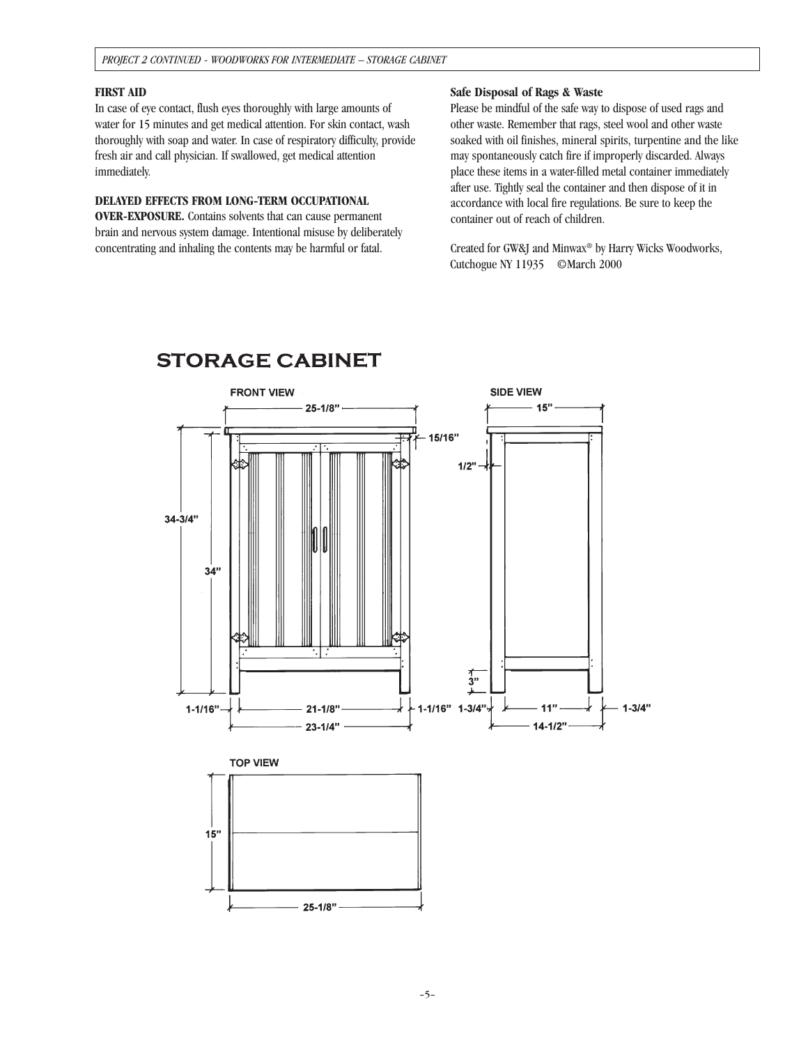**FIRST AID**
In case of eye contact, flush eyes thoroughly with large amounts of water for 15 minutes and get medical attention. For skin contact, wash thoroughly with soap and water. In case of respiratory difficulty, provide fresh air and call physician. If swallowed, get medical attention immediately.

**DELAYED EFFECTS FROM LONG-TERM OCCUPATIONAL OVER-EXPOSURE.** Contains solvents that can cause permanent brain and nervous system damage. Intentional misuse by deliberately concentrating and inhaling the contents may be harmful or fatal.

**Safe Disposal of Rags & Waste**
Please be mindful of the safe way to dispose of used rags and other waste. Remember that rags, steel wool and other waste soaked with oil finishes, mineral spirits, turpentine and the like may spontaneously catch fire if improperly discarded. Always place these items in a water-filled metal container immediately after use. Tightly seal the container and then dispose of it in accordance with local fire regulations. Be sure to keep the container out of reach of children.

Created for GW&J and Minwax® by Harry Wicks Woodworks, Cutchogue NY 11935 ©March 2000

# STORAGE CABINET

FRONT VIEW

25-1/8”, 15/16”, 34-3/4”, 34”, 1-1/16”, 21-1/8”, 1-1/16”, 23-1/4”

SIDE VIEW

15”, 1/2", 3”, 1-3/4”, 11”, 1-3/4”, 14-1/2”

TOP VIEW

15”, 25-1/8”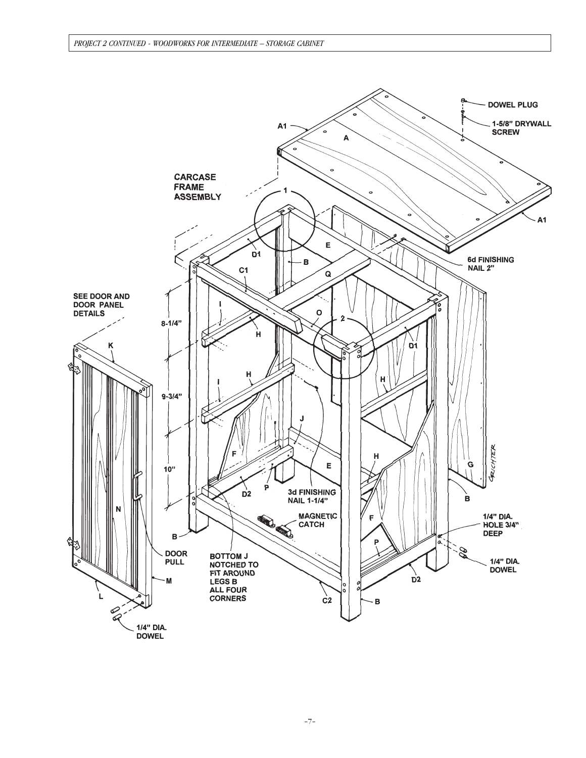CARCASE FRAME ASSEMBLY

DOWEL PLUG

1-5/8" DRYWALL SCREW

A1

A

A1

6d FINISHING NAIL 2"

1

2

D1

E

B

C1

Q

O

D1

SEE DOOR AND DOOR PANEL DETAILS

K

8-1/4"

I

H

9-3/4"

I

H

H

J

F

10"

E

H

G

D2

P

3d FINISHING NAIL 1-1/4"

N

B

MAGNETIC CATCH

F

1/4" DIA. HOLE 3/4" DEEP

B

P

DOOR PULL

BOTTOM J NOTCHED TO FIT AROUND LEGS B ALL FOUR CORNERS

1/4" DIA. DOWEL

M

D2

L

C2

B

1/4" DIA. DOWEL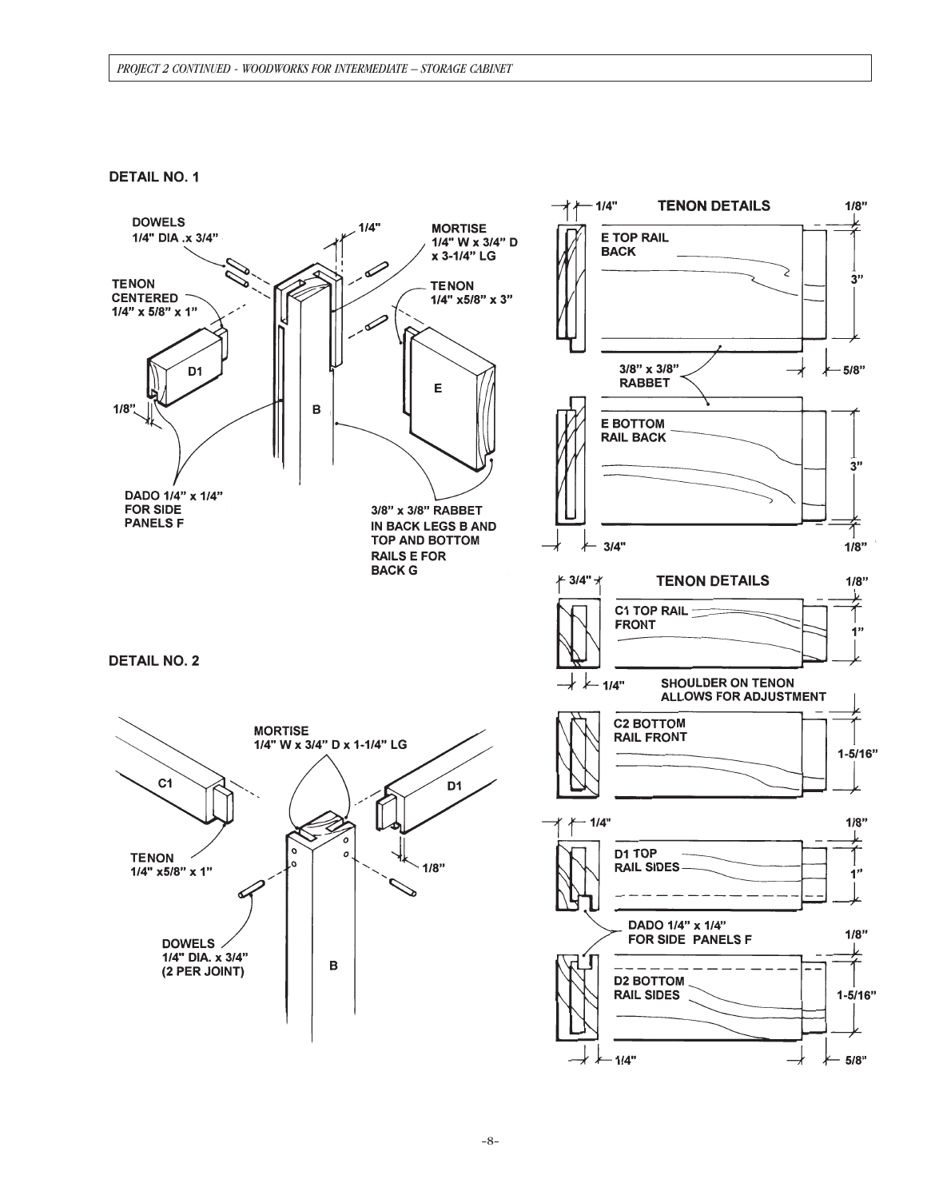## DETAIL NO. 1

DOWELS
1/4" DIA .x 3/4"

1/4"

MORTISE
1/4" W x 3/4" D
x 3-1/4" LG

TENON
CENTERED
1/4" x 5/8" x 1"

TENON
1/4" x5/8" x 3"

D1

E

1/8"

B

DADO 1/4" x 1/4"
FOR SIDE
PANELS F

3/8" x 3/8" RABBET
IN BACK LEGS B AND
TOP AND BOTTOM
RAILS E FOR
BACK G

## TENON DETAILS

1/4"

1/8"

E TOP RAIL
BACK

3"

3/8" x 3/8"
RABBET

5/8"

E BOTTOM
RAIL BACK

3"

3/4"

1/8"

## TENON DETAILS

3/4"

1/8"

C1 TOP RAIL
FRONT

1"

1/4"

SHOULDER ON TENON
ALLOWS FOR ADJUSTMENT

C2 BOTTOM
RAIL FRONT

1-5/16"

1/4"

1/8"

D1 TOP
RAIL SIDES

1"

DADO 1/4" x 1/4"
FOR SIDE PANELS F

1/8"

D2 BOTTOM
RAIL SIDES

1-5/16"

1/4"

5/8"

## DETAIL NO. 2

MORTISE
1/4" W x 3/4" D x 1-1/4" LG

C1

D1

TENON
1/4" x5/8" x 1"

1/8"

DOWELS
1/4" DIA. x 3/4"
(2 PER JOINT)

B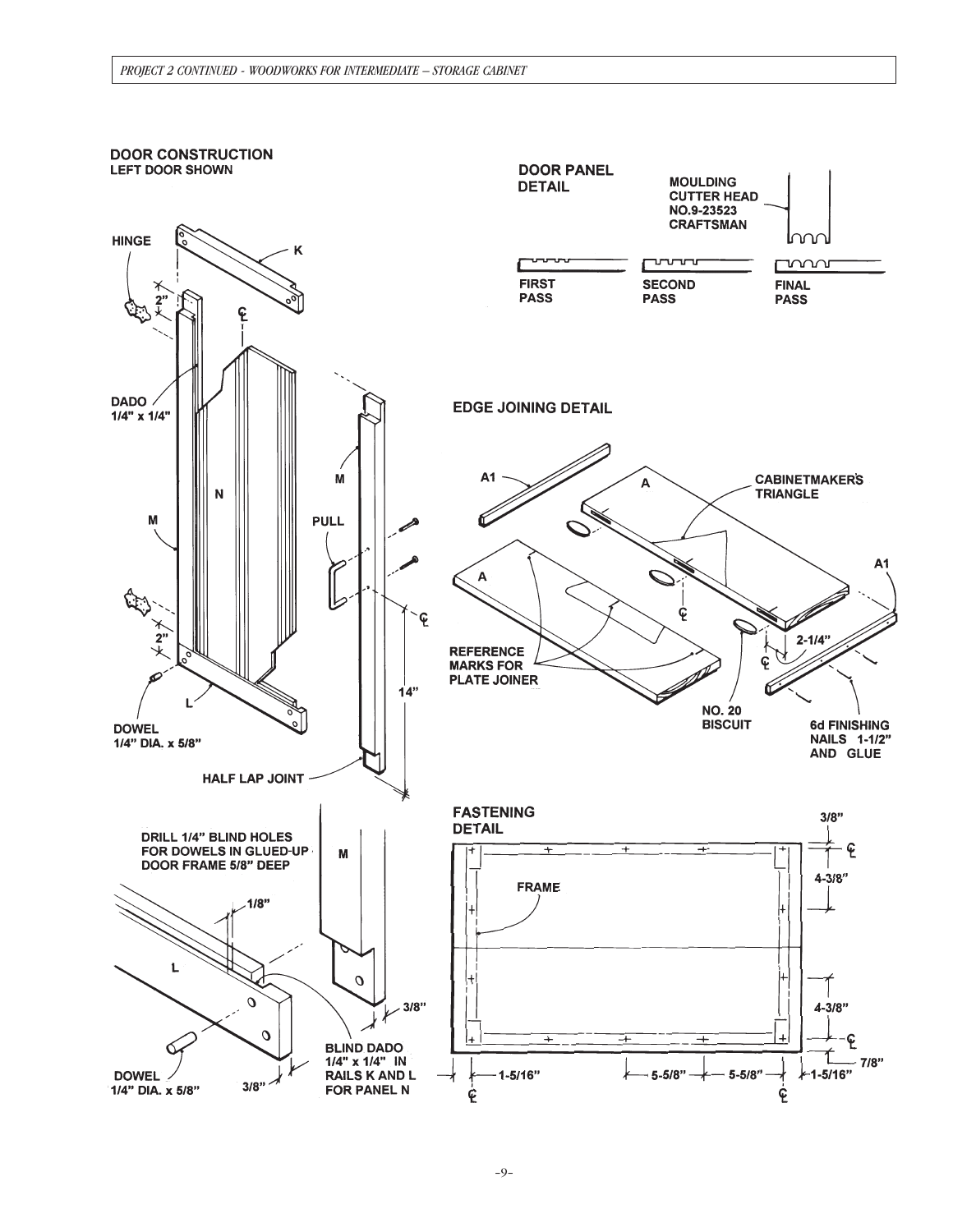## DOOR CONSTRUCTION

LEFT DOOR SHOWN

HINGE

K

2"

DADO 1/4" x 1/4"

N

M

PULL

M

2"

14"

L

DOWEL 1/4" DIA. x 5/8"

HALF LAP JOINT

DRILL 1/4" BLIND HOLES FOR DOWELS IN GLUED-UP DOOR FRAME 5/8" DEEP

M

1/8"

L

3/8"

DOWEL 1/4" DIA. x 5/8"

3/8"

BLIND DADO 1/4" x 1/4" IN RAILS K AND L FOR PANEL N

## DOOR PANEL DETAIL

MOULDING CUTTER HEAD NO.9-23523 CRAFTSMAN

FIRST PASS

SECOND PASS

FINAL PASS

## EDGE JOINING DETAIL

A1

A

CABINETMAKER'S TRIANGLE

A

A1

2-1/4"

REFERENCE MARKS FOR PLATE JOINER

NO. 20 BISCUIT

6d FINISHING NAILS 1-1/2" AND GLUE

## FASTENING DETAIL

FRAME

3/8"

4-3/8"

4-3/8"

7/8"

1-5/16"

5-5/8"

5-5/8"

1-5/16"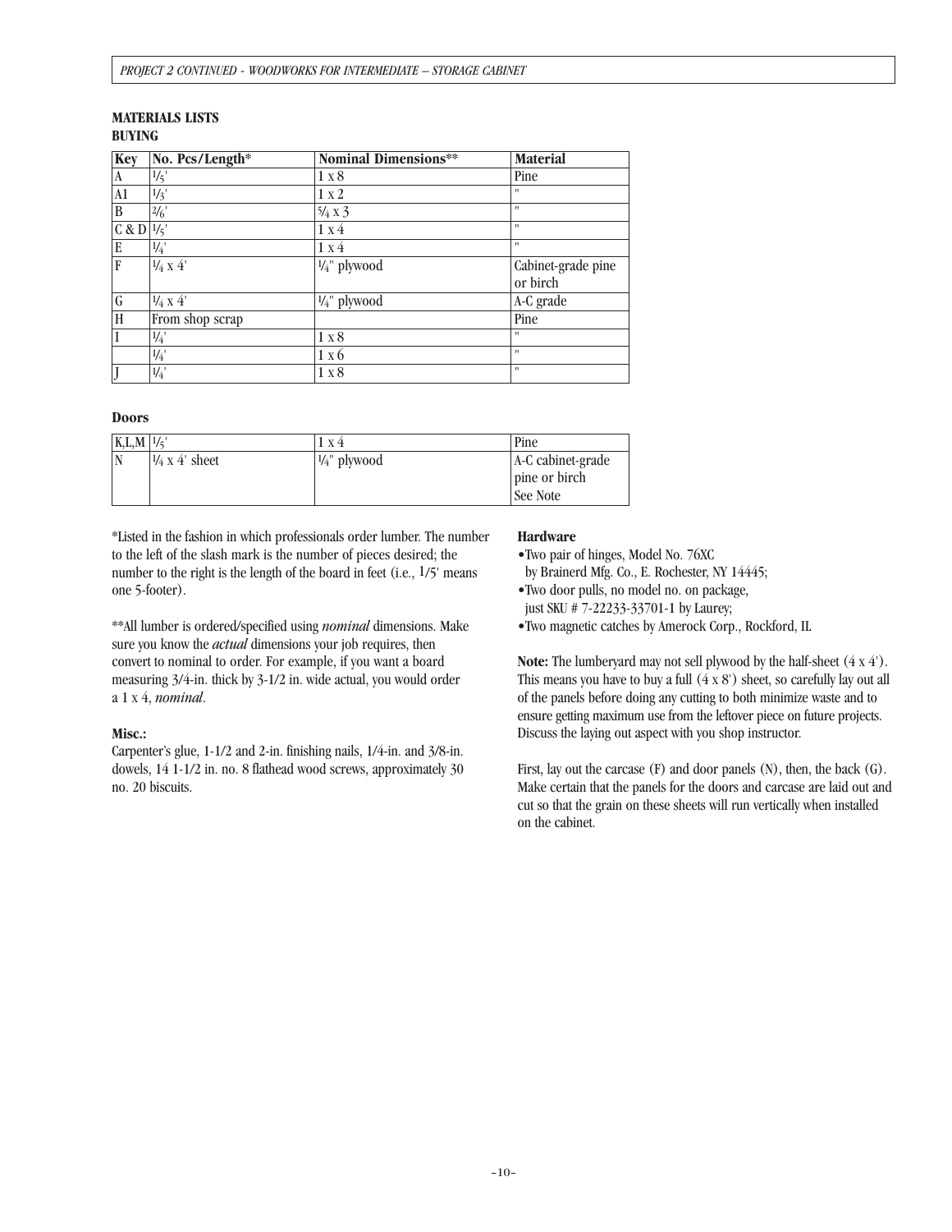## MATERIALS LISTS

### BUYING

| Key | No. Pcs/Length* | Nominal Dimensions** | Material |
|---|---|---|---|
| A | 1/5' | 1 x 8 | Pine |
| A1 | 1/3' | 1 x 2 | " |
| B | 2/6' | 5/4 x 3 | " |
| C & D | 1/5' | 1 x 4 | " |
| E | 1/4' | 1 x 4 | " |
| F | 1/4 x 4' | 1/4" plywood | Cabinet-grade pine or birch |
| G | 1/4 x 4' | 1/4" plywood | A-C grade |
| H | From shop scrap | | Pine |
| I | 1/4' | 1 x 8 | " |
| | 1/4' | 1 x 6 | " |
| J | 1/4' | 1 x 8 | " |

**Doors**

| | | | |
|---|---|---|---|
| K,L,M | 1/5' | 1 x 4 | Pine |
| N | 1/4 x 4' sheet | 1/4" plywood | A-C cabinet-grade pine or birch See Note |

*Listed in the fashion in which professionals order lumber. The number to the left of the slash mark is the number of pieces desired; the number to the right is the length of the board in feet (i.e., 1/5' means one 5-footer).

**All lumber is ordered/specified using *nominal* dimensions. Make sure you know the *actual* dimensions your job requires, then convert to nominal to order. For example, if you want a board measuring 3/4-in. thick by 3-1/2 in. wide actual, you would order a 1 x 4, *nominal*.

**Misc.:**

Carpenter's glue, 1-1/2 and 2-in. finishing nails, 1/4-in. and 3/8-in. dowels, 14 1-1/2 in. no. 8 flathead wood screws, approximately 30 no. 20 biscuits.

**Hardware**

- Two pair of hinges, Model No. 76XC by Brainerd Mfg. Co., E. Rochester, NY 14445;
- Two door pulls, no model no. on package, just SKU # 7-22233-33701-1 by Laurey;
- Two magnetic catches by Amerock Corp., Rockford, IL

**Note:** The lumberyard may not sell plywood by the half-sheet (4 x 4'). This means you have to buy a full (4 x 8') sheet, so carefully lay out all of the panels before doing any cutting to both minimize waste and to ensure getting maximum use from the leftover piece on future projects. Discuss the laying out aspect with you shop instructor.

First, lay out the carcase (F) and door panels (N), then, the back (G). Make certain that the panels for the doors and carcase are laid out and cut so that the grain on these sheets will run vertically when installed on the cabinet.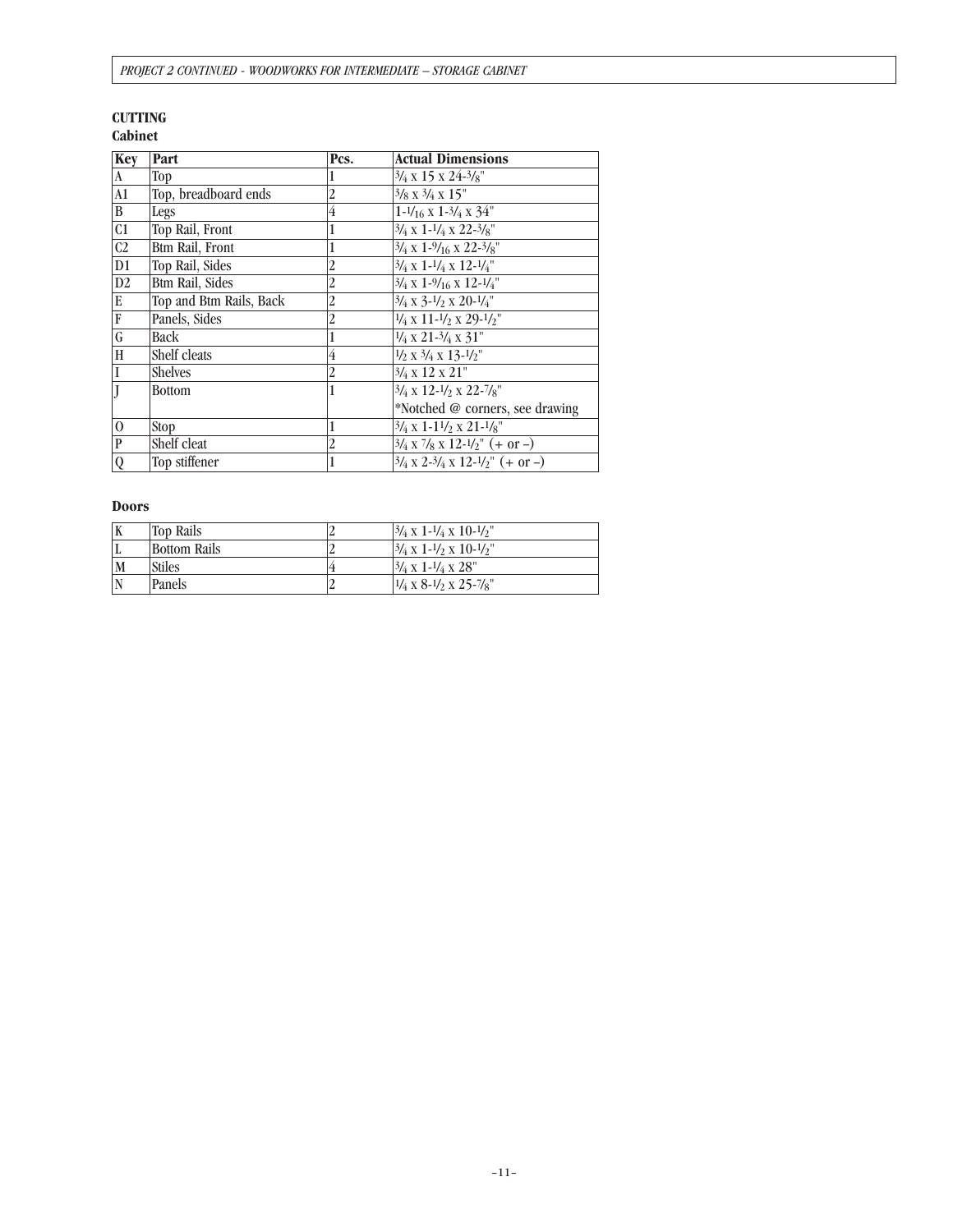**CUTTING**

**Cabinet**

| Key | Part | Pcs. | Actual Dimensions |
|---|---|---|---|
| A | Top | 1 | 3/4 x 15 x 24-3/8" |
| A1 | Top, breadboard ends | 2 | 3/8 x 3/4 x 15" |
| B | Legs | 4 | 1-1/16 x 1-3/4 x 34" |
| C1 | Top Rail, Front | 1 | 3/4 x 1-1/4 x 22-3/8" |
| C2 | Btm Rail, Front | 1 | 3/4 x 1-9/16 x 22-3/8" |
| D1 | Top Rail, Sides | 2 | 3/4 x 1-1/4 x 12-1/4" |
| D2 | Btm Rail, Sides | 2 | 3/4 x 1-9/16 x 12-1/4" |
| E | Top and Btm Rails, Back | 2 | 3/4 x 3-1/2 x 20-1/4" |
| F | Panels, Sides | 2 | 1/4 x 11-1/2 x 29-1/2" |
| G | Back | 1 | 1/4 x 21-3/4 x 31" |
| H | Shelf cleats | 4 | 1/2 x 3/4 x 13-1/2" |
| I | Shelves | 2 | 3/4 x 12 x 21" |
| J | Bottom | 1 | 3/4 x 12-1/2 x 22-7/8" *Notched @ corners, see drawing |
| O | Stop | 1 | 3/4 x 1-11/2 x 21-1/8" |
| P | Shelf cleat | 2 | 3/4 x 7/8 x 12-1/2" (+ or –) |
| Q | Top stiffener | 1 | 3/4 x 2-3/4 x 12-1/2" (+ or –) |

**Doors**

| | | | |
|---|---|---|---|
| K | Top Rails | 2 | 3/4 x 1-1/4 x 10-1/2" |
| L | Bottom Rails | 2 | 3/4 x 1-1/2 x 10-1/2" |
| M | Stiles | 4 | 3/4 x 1-1/4 x 28" |
| N | Panels | 2 | 1/4 x 8-1/2 x 25-7/8" |